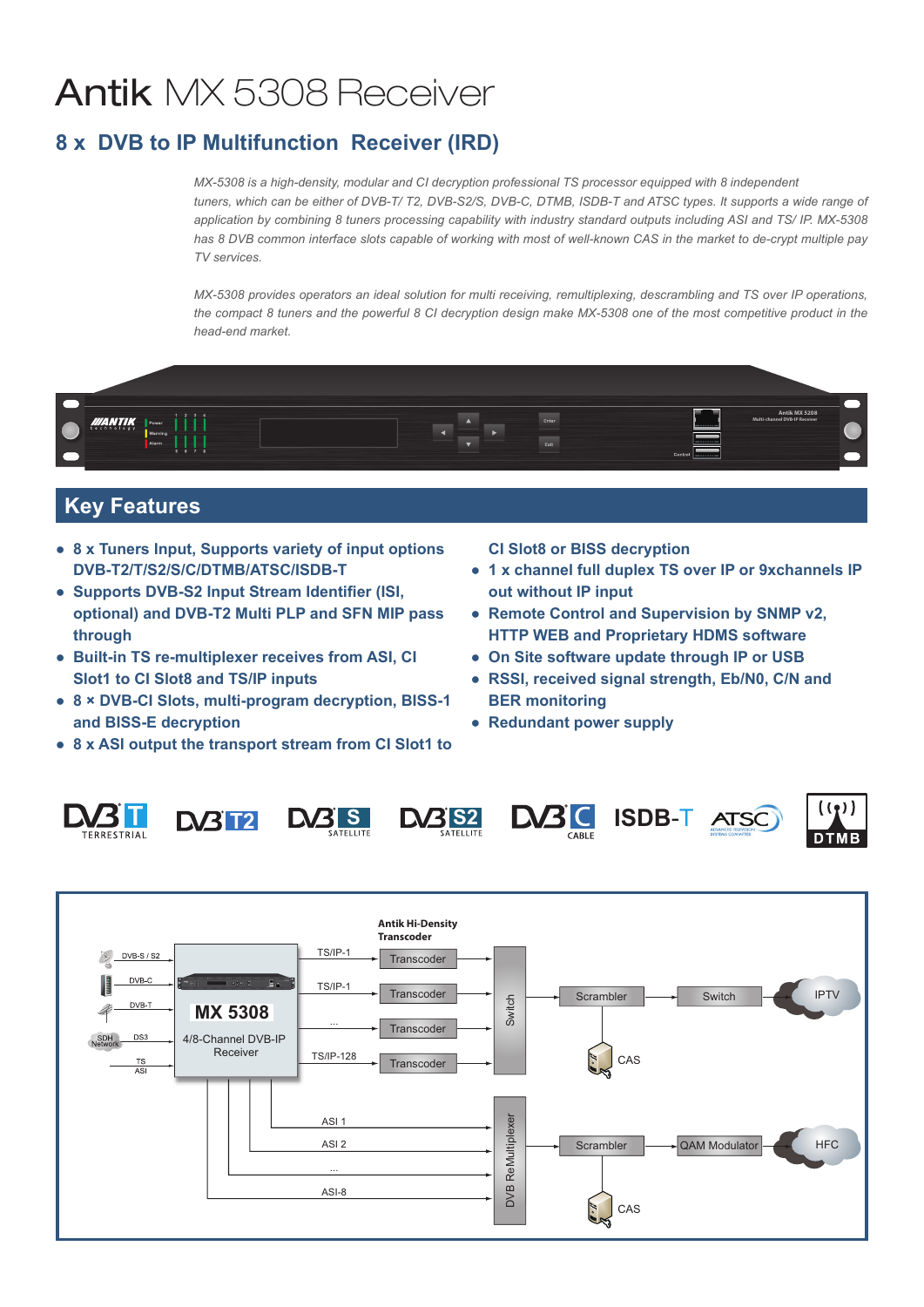# Antik MX 5308 Receiver

## 8 x DVB to IP Multifunction Receiver (IRD)

*MX-5308 is a high-density, modular and CI decryption professional TS processor equipped with 8 independent tuners, which can be either of DVB-T/ T2, DVB-S2/S, DVB-C, DTMB, ISDB-T and ATSC types. It supports a wide range of application by combining 8 tuners processing capability with industry standard outputs including ASI and TS/ IP. MX-5308 has 8 DVB common interface slots capable of working with most of well-known CAS in the market to de-crypt multiple pay TV services.*

*MX-5308 provides operators an ideal solution for multi receiving, remultiplexing, descrambling and TS over IP operations, the compact 8 tuners and the powerful 8 CI decryption design make MX-5308 one of the most competitive product in the head-end market.*

## Key Features

- **8 x Tuners Input, Supports variety of input options DVB-T2/T/S2/S/C/DTMB/ATSC/ISDB-T**
- **Supports DVB-S2 Input Stream Identifier (ISI, optional) and DVB-T2 Multi PLP and SFN MIP pass through**
- **Built-in TS re-multiplexer receives from ASI, CI Slot1 to CI Slot8 and TS/IP inputs**
- **8 × DVB-CI Slots, multi-program decryption, BISS-1 and BISS-E decryption**
- **8 x ASI output the transport stream from CI Slot1 to CI Slot8 or BISS decryption**
- **1 x channel full duplex TS over IP or 9xchannels IP out without IP input**
- **Remote Control and Supervision by SNMP v2, HTTP WEB and Proprietary HDMS software**
- **On Site software update through IP or USB**
- **RSSI, received signal strength, Eb/N0, C/N and BER monitoring**
- **Redundant power supply**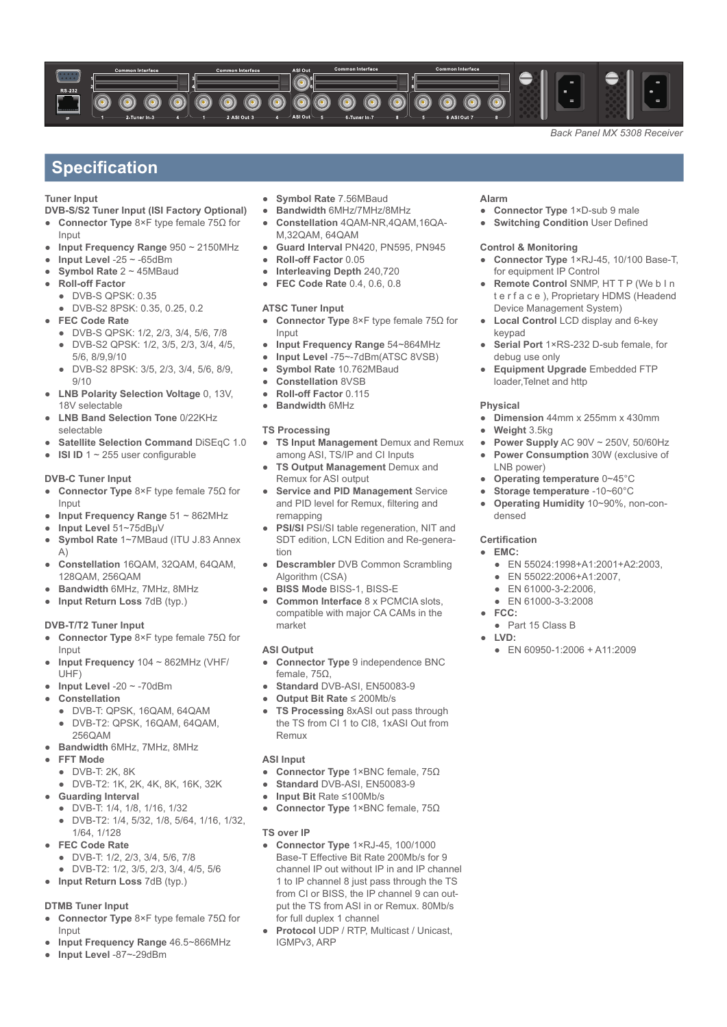*Back Panel MX 5308 Receiver*

## Specification

### Tuner Input

**DVB-S/S2 Tuner Input (ISI Factory Optional)**

- **Connector Type** 8×F type female 75Ω for Input
- **Input Frequency Range** 950 ~ 2150MHz
- **Input Level** -25 ~ -65dBm
- **Symbol Rate** 2 ~ 45MBaud
- **Roll-off Factor**
  - DVB-S QPSK: 0.35
  - DVB-S2 8PSK: 0.35, 0.25, 0.2
- **FEC Code Rate**
  - DVB-S QPSK: 1/2, 2/3, 3/4, 5/6, 7/8
  - DVB-S2 QPSK: 1/2, 3/5, 2/3, 3/4, 4/5, 5/6, 8/9,9/10
  - DVB-S2 8PSK: 3/5, 2/3, 3/4, 5/6, 8/9, 9/10
- **LNB Polarity Selection Voltage** 0, 13V, 18V selectable
- **LNB Band Selection Tone** 0/22KHz selectable
- **Satellite Selection Command** DiSEqC 1.0
- **ISI ID** 1 ~ 255 user configurable

**DVB-C Tuner Input**

- **Connector Type** 8×F type female 75Ω for Input
- **Input Frequency Range** 51 ~ 862MHz
- **Input Level** 51~75dBμV
- **Symbol Rate** 1~7MBaud (ITU J.83 Annex A)
- **Constellation** 16QAM, 32QAM, 64QAM, 128QAM, 256QAM
- **Bandwidth** 6MHz, 7MHz, 8MHz
- **Input Return Loss** 7dB (typ.)

**DVB-T/T2 Tuner Input**

- **Connector Type** 8×F type female 75Ω for Input
- **Input Frequency** 104 ~ 862MHz (VHF/UHF)
- **Input Level** -20 ~ -70dBm
- **Constellation**
  - DVB-T: QPSK, 16QAM, 64QAM
  - DVB-T2: QPSK, 16QAM, 64QAM, 256QAM
- **Bandwidth** 6MHz, 7MHz, 8MHz
- **FFT Mode**
  - DVB-T: 2K, 8K
  - DVB-T2: 1K, 2K, 4K, 8K, 16K, 32K
- **Guarding Interval**
  - DVB-T: 1/4, 1/8, 1/16, 1/32
  - DVB-T2: 1/4, 5/32, 1/8, 5/64, 1/16, 1/32, 1/64, 1/128
- **FEC Code Rate**
  - DVB-T: 1/2, 2/3, 3/4, 5/6, 7/8
  - DVB-T2: 1/2, 3/5, 2/3, 3/4, 4/5, 5/6
- **Input Return Loss** 7dB (typ.)

**DTMB Tuner Input**

- **Connector Type** 8×F type female 75Ω for Input
- **Input Frequency Range** 46.5~866MHz
- **Input Level** -87~-29dBm
- **Symbol Rate** 7.56MBaud
- **Bandwidth** 6MHz/7MHz/8MHz
- **Constellation** 4QAM-NR,4QAM,16QAM,32QAM, 64QAM
- **Guard Interval** PN420, PN595, PN945
- **Roll-off Factor** 0.05
- **Interleaving Depth** 240,720
- **FEC Code Rate** 0.4, 0.6, 0.8

**ATSC Tuner Input**

- **Connector Type** 8×F type female 75Ω for Input
- **Input Frequency Range** 54~864MHz
- **Input Level** -75~-7dBm(ATSC 8VSB)
- **Symbol Rate** 10.762MBaud
- **Constellation** 8VSB
- **Roll-off Factor** 0.115
- **Bandwidth** 6MHz

### TS Processing

- **TS Input Management** Demux and Remux among ASI, TS/IP and CI Inputs
- **TS Output Management** Demux and Remux for ASI output
- **Service and PID Management** Service and PID level for Remux, filtering and remapping
- **PSI/SI** PSI/SI table regeneration, NIT and SDT edition, LCN Edition and Re-generation
- **Descrambler** DVB Common Scrambling Algorithm (CSA)
- **BISS Mode** BISS-1, BISS-E
- **Common Interface** 8 x PCMCIA slots, compatible with major CA CAMs in the market

### ASI Output

- **Connector Type** 9 independence BNC female, 75Ω,
- **Standard** DVB-ASI, EN50083-9
- **Output Bit Rate** ≤ 200Mb/s
- **TS Processing** 8xASI out pass through the TS from CI 1 to CI8, 1xASI Out from Remux

### ASI Input

- **Connector Type** 1×BNC female, 75Ω
- **Standard** DVB-ASI, EN50083-9
- **Input Bit** Rate ≤100Mb/s
- **Connector Type** 1×BNC female, 75Ω

### TS over IP

- **Connector Type** 1×RJ-45, 100/1000 Base-T Effective Bit Rate 200Mb/s for 9 channel IP out without IP in and IP channel 1 to IP channel 8 just pass through the TS from CI or BISS, the IP channel 9 can output the TS from ASI in or Remux. 80Mb/s for full duplex 1 channel
- **Protocol** UDP / RTP, Multicast / Unicast, IGMPv3, ARP

### Alarm

- **Connector Type** 1×D-sub 9 male
- **Switching Condition** User Defined

### Control & Monitoring

- **Connector Type** 1×RJ-45, 10/100 Base-T, for equipment IP Control
- **Remote Control** SNMP, HT T P (We b I n t e r f a c e ), Proprietary HDMS (Headend Device Management System)
- **Local Control** LCD display and 6-key keypad
- **Serial Port** 1×RS-232 D-sub female, for debug use only
- **Equipment Upgrade** Embedded FTP loader,Telnet and http

### Physical

- **Dimension** 44mm x 255mm x 430mm
- **Weight** 3.5kg
- **Power Supply** AC 90V ~ 250V, 50/60Hz
- **Power Consumption** 30W (exclusive of LNB power)
- **Operating temperature** 0~45°C
- **Storage temperature** -10~60°C
- **Operating Humidity** 10~90%, non-condensed

### Certification

- **EMC:**
  - EN 55024:1998+A1:2001+A2:2003,
  - EN 55022:2006+A1:2007,
  - EN 61000-3-2:2006,
  - EN 61000-3-3:2008
- **FCC:**
  - Part 15 Class B
- **LVD:**
  - EN 60950-1:2006 + A11:2009